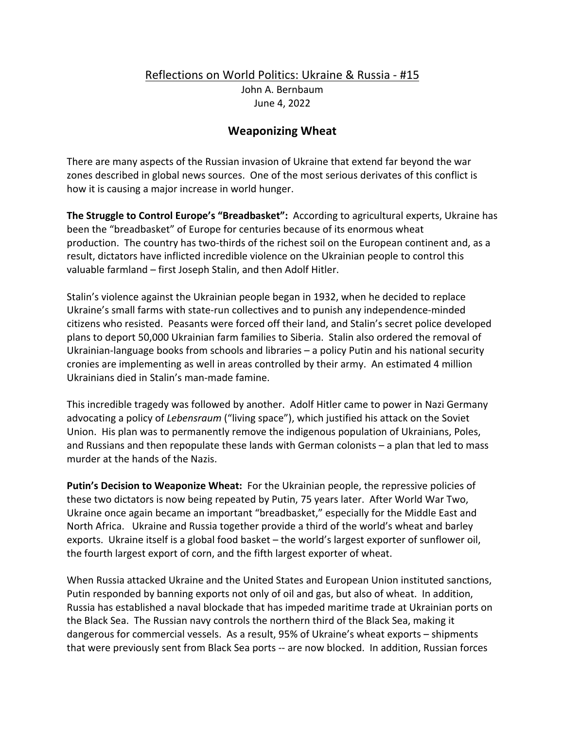Reflections on World Politics: Ukraine & Russia - #15

John A. Bernbaum

June 4, 2022

## Weaponizing Wheat

There are many aspects of the Russian invasion of Ukraine that extend far beyond the war zones described in global news sources. One of the most serious derivates of this conflict is how it is causing a major increase in world hunger.

**The Struggle to Control Europe's "Breadbasket":** According to agricultural experts, Ukraine has been the "breadbasket" of Europe for centuries because of its enormous wheat production. The country has two-thirds of the richest soil on the European continent and, as a result, dictators have inflicted incredible violence on the Ukrainian people to control this valuable farmland – first Joseph Stalin, and then Adolf Hitler.

Stalin's violence against the Ukrainian people began in 1932, when he decided to replace Ukraine's small farms with state-run collectives and to punish any independence-minded citizens who resisted. Peasants were forced off their land, and Stalin's secret police developed plans to deport 50,000 Ukrainian farm families to Siberia. Stalin also ordered the removal of Ukrainian-language books from schools and libraries – a policy Putin and his national security cronies are implementing as well in areas controlled by their army. An estimated 4 million Ukrainians died in Stalin's man-made famine.

This incredible tragedy was followed by another. Adolf Hitler came to power in Nazi Germany advocating a policy of *Lebensraum* ("living space"), which justified his attack on the Soviet Union. His plan was to permanently remove the indigenous population of Ukrainians, Poles, and Russians and then repopulate these lands with German colonists – a plan that led to mass murder at the hands of the Nazis.

**Putin's Decision to Weaponize Wheat:** For the Ukrainian people, the repressive policies of these two dictators is now being repeated by Putin, 75 years later. After World War Two, Ukraine once again became an important "breadbasket," especially for the Middle East and North Africa. Ukraine and Russia together provide a third of the world's wheat and barley exports. Ukraine itself is a global food basket – the world's largest exporter of sunflower oil, the fourth largest export of corn, and the fifth largest exporter of wheat.

When Russia attacked Ukraine and the United States and European Union instituted sanctions, Putin responded by banning exports not only of oil and gas, but also of wheat. In addition, Russia has established a naval blockade that has impeded maritime trade at Ukrainian ports on the Black Sea. The Russian navy controls the northern third of the Black Sea, making it dangerous for commercial vessels. As a result, 95% of Ukraine's wheat exports – shipments that were previously sent from Black Sea ports -- are now blocked. In addition, Russian forces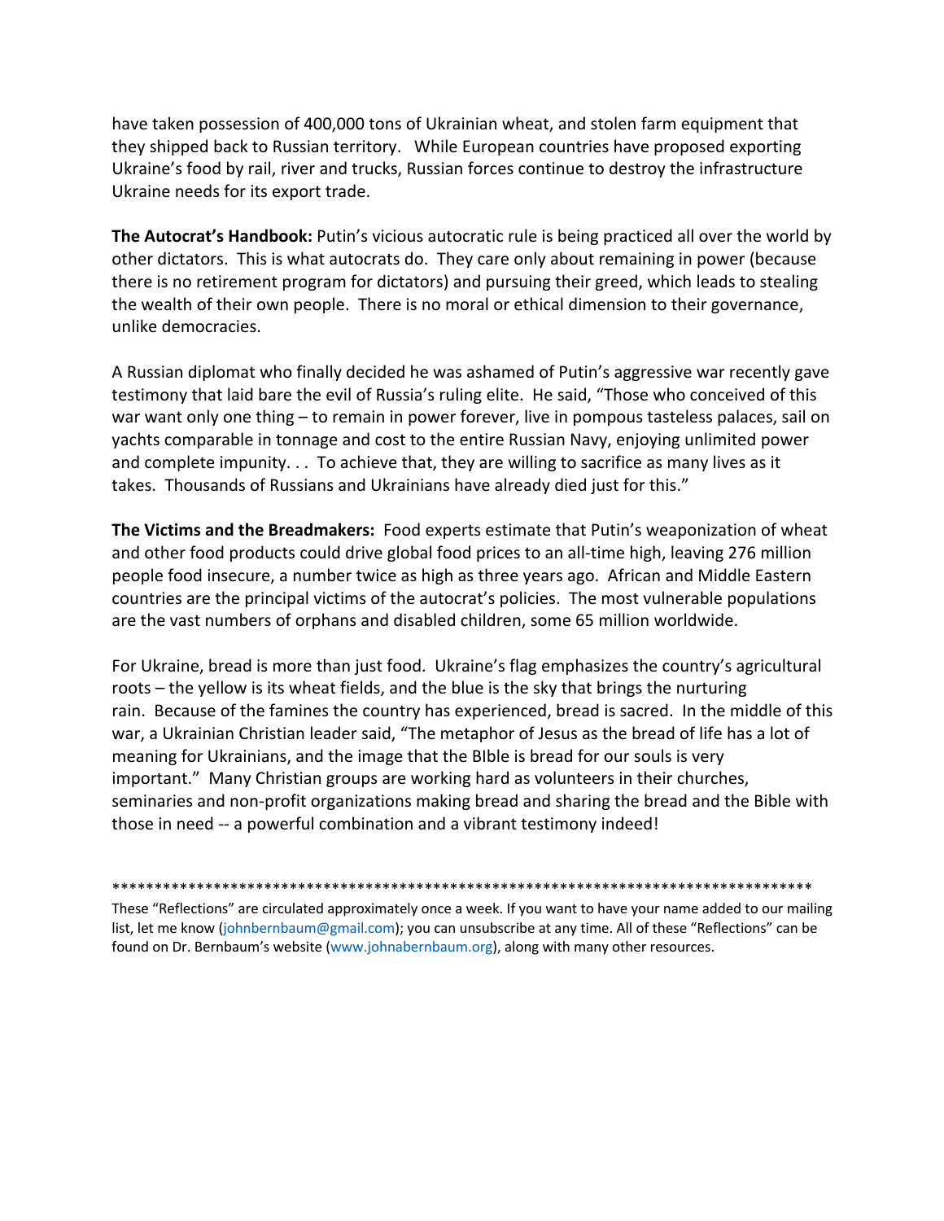have taken possession of 400,000 tons of Ukrainian wheat, and stolen farm equipment that they shipped back to Russian territory. While European countries have proposed exporting Ukraine's food by rail, river and trucks, Russian forces continue to destroy the infrastructure Ukraine needs for its export trade.

**The Autocrat's Handbook:** Putin's vicious autocratic rule is being practiced all over the world by other dictators. This is what autocrats do. They care only about remaining in power (because there is no retirement program for dictators) and pursuing their greed, which leads to stealing the wealth of their own people. There is no moral or ethical dimension to their governance, unlike democracies.

A Russian diplomat who finally decided he was ashamed of Putin's aggressive war recently gave testimony that laid bare the evil of Russia's ruling elite. He said, "Those who conceived of this war want only one thing – to remain in power forever, live in pompous tasteless palaces, sail on yachts comparable in tonnage and cost to the entire Russian Navy, enjoying unlimited power and complete impunity. . . To achieve that, they are willing to sacrifice as many lives as it takes. Thousands of Russians and Ukrainians have already died just for this."

**The Victims and the Breadmakers:** Food experts estimate that Putin's weaponization of wheat and other food products could drive global food prices to an all-time high, leaving 276 million people food insecure, a number twice as high as three years ago. African and Middle Eastern countries are the principal victims of the autocrat's policies. The most vulnerable populations are the vast numbers of orphans and disabled children, some 65 million worldwide.

For Ukraine, bread is more than just food. Ukraine's flag emphasizes the country's agricultural roots – the yellow is its wheat fields, and the blue is the sky that brings the nurturing rain. Because of the famines the country has experienced, bread is sacred. In the middle of this war, a Ukrainian Christian leader said, "The metaphor of Jesus as the bread of life has a lot of meaning for Ukrainians, and the image that the BIble is bread for our souls is very important." Many Christian groups are working hard as volunteers in their churches, seminaries and non-profit organizations making bread and sharing the bread and the Bible with those in need -- a powerful combination and a vibrant testimony indeed!

************************************************************************************

These "Reflections" are circulated approximately once a week. If you want to have your name added to our mailing list, let me know (johnbernbaum@gmail.com); you can unsubscribe at any time. All of these "Reflections" can be found on Dr. Bernbaum's website (www.johnabernbaum.org), along with many other resources.